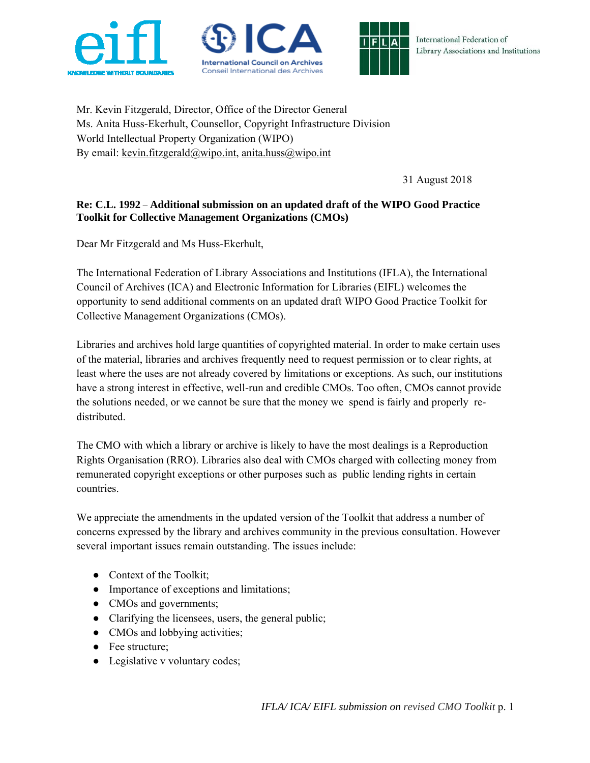Mr. Kevin Fitzgerald, Director, Office of the Director General
Ms. Anita Huss-Ekerhult, Counsellor, Copyright Infrastructure Division
World Intellectual Property Organization (WIPO)
By email: kevin.fitzgerald@wipo.int, anita.huss@wipo.int

31 August 2018

**Re: C.L. 1992 – Additional submission on an updated draft of the WIPO Good Practice Toolkit for Collective Management Organizations (CMOs)**

Dear Mr Fitzgerald and Ms Huss-Ekerhult,

The International Federation of Library Associations and Institutions (IFLA), the International Council of Archives (ICA) and Electronic Information for Libraries (EIFL) welcomes the opportunity to send additional comments on an updated draft WIPO Good Practice Toolkit for Collective Management Organizations (CMOs).

Libraries and archives hold large quantities of copyrighted material. In order to make certain uses of the material, libraries and archives frequently need to request permission or to clear rights, at least where the uses are not already covered by limitations or exceptions. As such, our institutions have a strong interest in effective, well-run and credible CMOs. Too often, CMOs cannot provide the solutions needed, or we cannot be sure that the money we spend is fairly and properly re-distributed.

The CMO with which a library or archive is likely to have the most dealings is a Reproduction Rights Organisation (RRO). Libraries also deal with CMOs charged with collecting money from remunerated copyright exceptions or other purposes such as public lending rights in certain countries.

We appreciate the amendments in the updated version of the Toolkit that address a number of concerns expressed by the library and archives community in the previous consultation. However several important issues remain outstanding. The issues include:

- Context of the Toolkit;
- Importance of exceptions and limitations;
- CMOs and governments;
- Clarifying the licensees, users, the general public;
- CMOs and lobbying activities;
- Fee structure;
- Legislative v voluntary codes;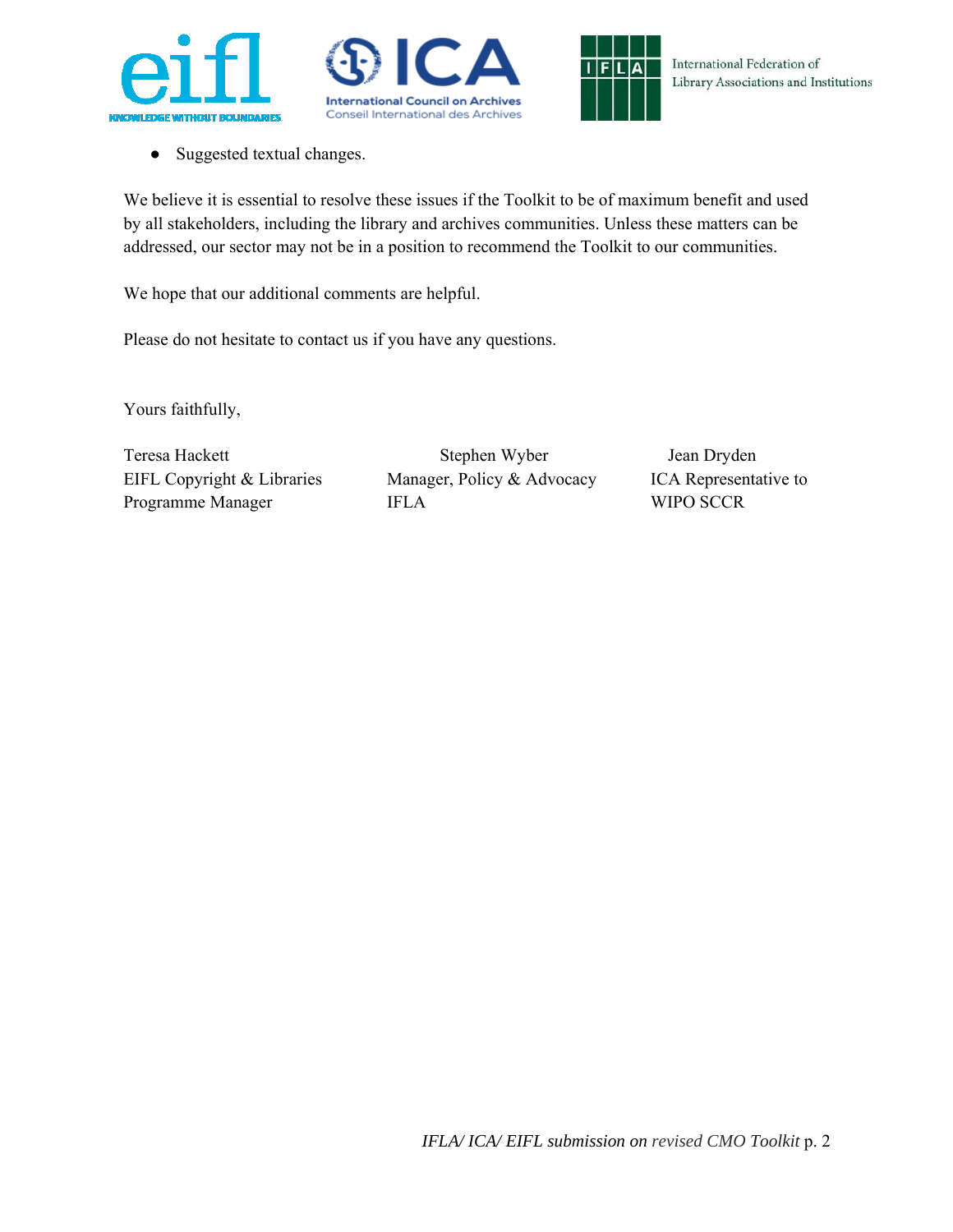- Suggested textual changes.

We believe it is essential to resolve these issues if the Toolkit to be of maximum benefit and used by all stakeholders, including the library and archives communities. Unless these matters can be addressed, our sector may not be in a position to recommend the Toolkit to our communities.

We hope that our additional comments are helpful.

Please do not hesitate to contact us if you have any questions.

Yours faithfully,

| Teresa Hackett | Stephen Wyber | Jean Dryden |
|---|---|---|
| EIFL Copyright & Libraries Programme Manager | Manager, Policy & Advocacy IFLA | ICA Representative to WIPO SCCR |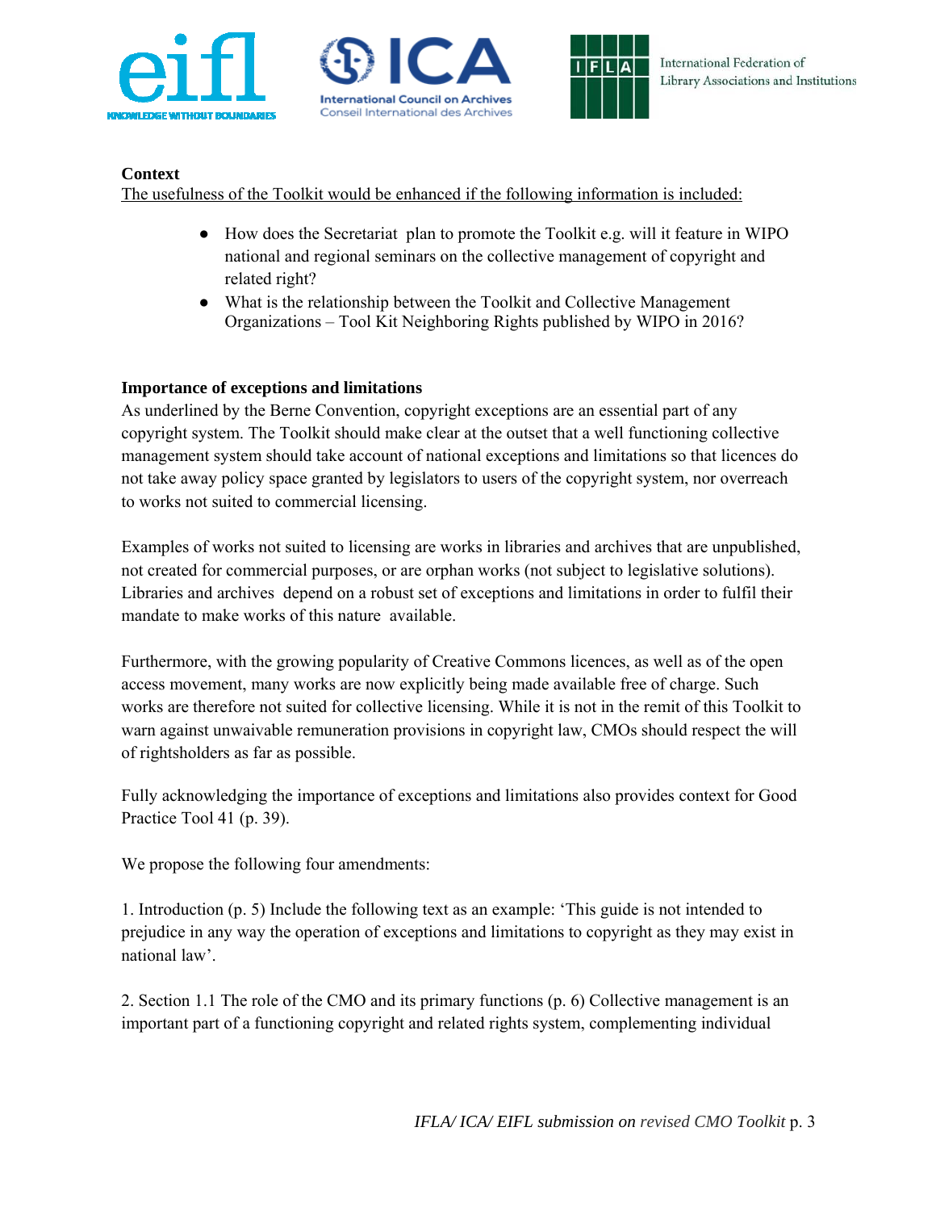**Context**

The usefulness of the Toolkit would be enhanced if the following information is included:

- How does the Secretariat plan to promote the Toolkit e.g. will it feature in WIPO national and regional seminars on the collective management of copyright and related right?
- What is the relationship between the Toolkit and Collective Management Organizations – Tool Kit Neighboring Rights published by WIPO in 2016?

**Importance of exceptions and limitations**

As underlined by the Berne Convention, copyright exceptions are an essential part of any copyright system. The Toolkit should make clear at the outset that a well functioning collective management system should take account of national exceptions and limitations so that licences do not take away policy space granted by legislators to users of the copyright system, nor overreach to works not suited to commercial licensing.

Examples of works not suited to licensing are works in libraries and archives that are unpublished, not created for commercial purposes, or are orphan works (not subject to legislative solutions). Libraries and archives depend on a robust set of exceptions and limitations in order to fulfil their mandate to make works of this nature available.

Furthermore, with the growing popularity of Creative Commons licences, as well as of the open access movement, many works are now explicitly being made available free of charge. Such works are therefore not suited for collective licensing. While it is not in the remit of this Toolkit to warn against unwaivable remuneration provisions in copyright law, CMOs should respect the will of rightsholders as far as possible.

Fully acknowledging the importance of exceptions and limitations also provides context for Good Practice Tool 41 (p. 39).

We propose the following four amendments:

1. Introduction (p. 5) Include the following text as an example: 'This guide is not intended to prejudice in any way the operation of exceptions and limitations to copyright as they may exist in national law'.

2. Section 1.1 The role of the CMO and its primary functions (p. 6) Collective management is an important part of a functioning copyright and related rights system, complementing individual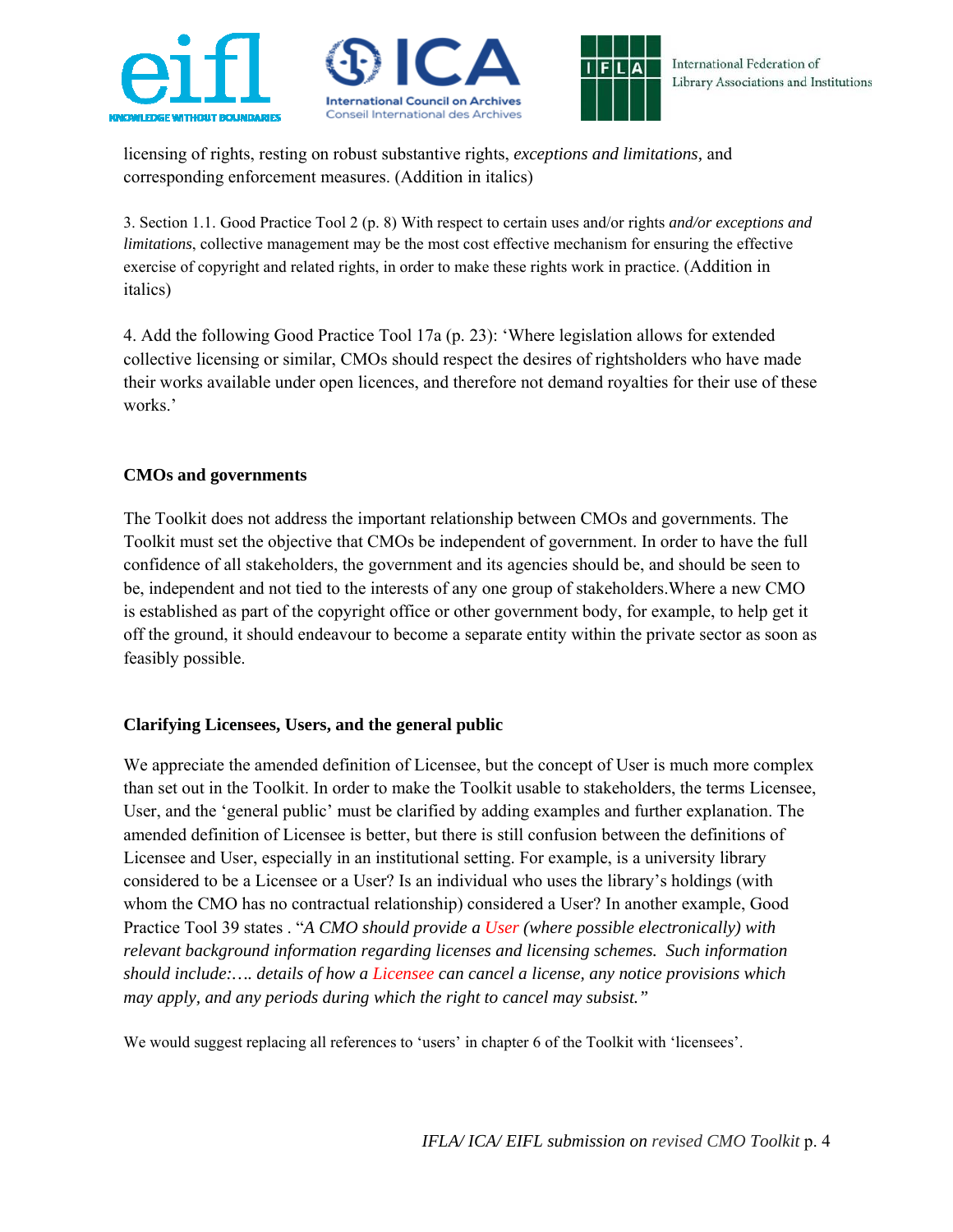licensing of rights, resting on robust substantive rights, *exceptions and limitations*, and corresponding enforcement measures. (Addition in italics)

3. Section 1.1. Good Practice Tool 2 (p. 8) With respect to certain uses and/or rights *and/or exceptions and limitations*, collective management may be the most cost effective mechanism for ensuring the effective exercise of copyright and related rights, in order to make these rights work in practice. (Addition in italics)

4. Add the following Good Practice Tool 17a (p. 23): 'Where legislation allows for extended collective licensing or similar, CMOs should respect the desires of rightsholders who have made their works available under open licences, and therefore not demand royalties for their use of these works.'

**CMOs and governments**

The Toolkit does not address the important relationship between CMOs and governments. The Toolkit must set the objective that CMOs be independent of government. In order to have the full confidence of all stakeholders, the government and its agencies should be, and should be seen to be, independent and not tied to the interests of any one group of stakeholders.Where a new CMO is established as part of the copyright office or other government body, for example, to help get it off the ground, it should endeavour to become a separate entity within the private sector as soon as feasibly possible.

**Clarifying Licensees, Users, and the general public**

We appreciate the amended definition of Licensee, but the concept of User is much more complex than set out in the Toolkit. In order to make the Toolkit usable to stakeholders, the terms Licensee, User, and the 'general public' must be clarified by adding examples and further explanation. The amended definition of Licensee is better, but there is still confusion between the definitions of Licensee and User, especially in an institutional setting. For example, is a university library considered to be a Licensee or a User? Is an individual who uses the library's holdings (with whom the CMO has no contractual relationship) considered a User? In another example, Good Practice Tool 39 states . "*A CMO should provide a User (where possible electronically) with relevant background information regarding licenses and licensing schemes. Such information should include:…. details of how a Licensee can cancel a license, any notice provisions which may apply, and any periods during which the right to cancel may subsist.*"

We would suggest replacing all references to 'users' in chapter 6 of the Toolkit with 'licensees'.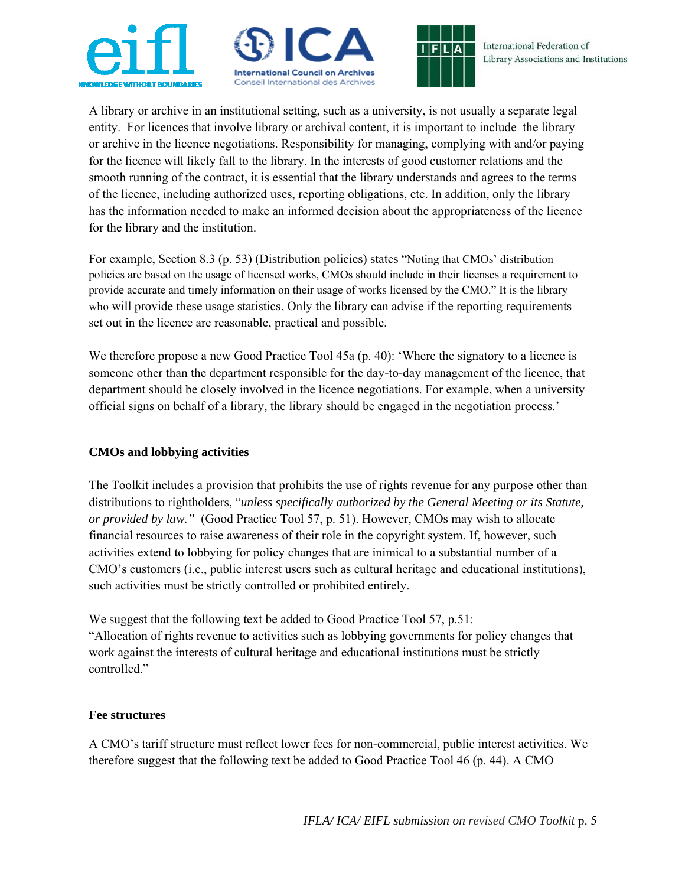A library or archive in an institutional setting, such as a university, is not usually a separate legal entity. For licences that involve library or archival content, it is important to include the library or archive in the licence negotiations. Responsibility for managing, complying with and/or paying for the licence will likely fall to the library. In the interests of good customer relations and the smooth running of the contract, it is essential that the library understands and agrees to the terms of the licence, including authorized uses, reporting obligations, etc. In addition, only the library has the information needed to make an informed decision about the appropriateness of the licence for the library and the institution.

For example, Section 8.3 (p. 53) (Distribution policies) states "Noting that CMOs' distribution policies are based on the usage of licensed works, CMOs should include in their licenses a requirement to provide accurate and timely information on their usage of works licensed by the CMO." It is the library who will provide these usage statistics. Only the library can advise if the reporting requirements set out in the licence are reasonable, practical and possible.

We therefore propose a new Good Practice Tool 45a (p. 40): 'Where the signatory to a licence is someone other than the department responsible for the day-to-day management of the licence, that department should be closely involved in the licence negotiations. For example, when a university official signs on behalf of a library, the library should be engaged in the negotiation process.'

**CMOs and lobbying activities**

The Toolkit includes a provision that prohibits the use of rights revenue for any purpose other than distributions to rightholders, "*unless specifically authorized by the General Meeting or its Statute, or provided by law.*" (Good Practice Tool 57, p. 51). However, CMOs may wish to allocate financial resources to raise awareness of their role in the copyright system. If, however, such activities extend to lobbying for policy changes that are inimical to a substantial number of a CMO's customers (i.e., public interest users such as cultural heritage and educational institutions), such activities must be strictly controlled or prohibited entirely.

We suggest that the following text be added to Good Practice Tool 57, p.51:
"Allocation of rights revenue to activities such as lobbying governments for policy changes that work against the interests of cultural heritage and educational institutions must be strictly controlled."

**Fee structures**

A CMO's tariff structure must reflect lower fees for non-commercial, public interest activities. We therefore suggest that the following text be added to Good Practice Tool 46 (p. 44). A CMO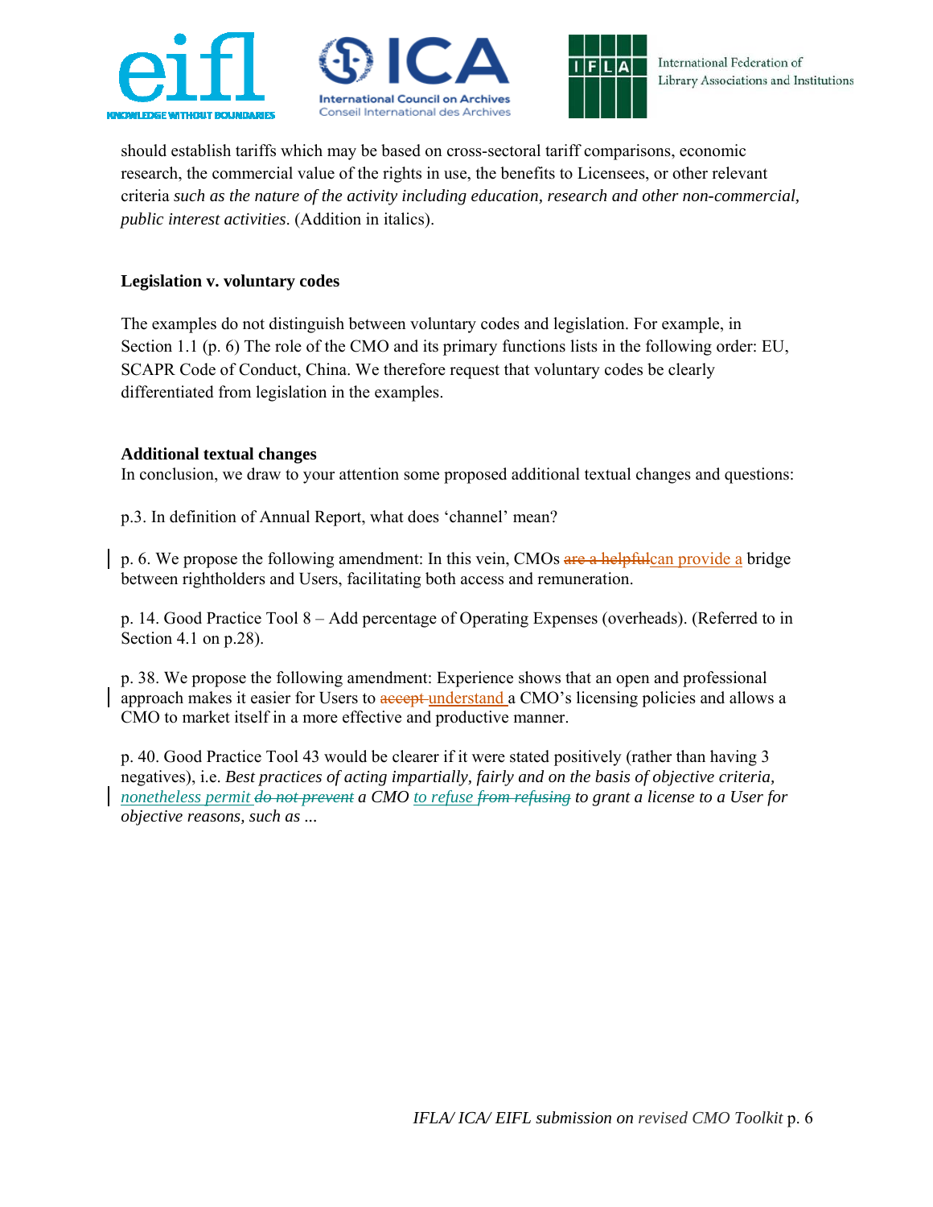should establish tariffs which may be based on cross-sectoral tariff comparisons, economic research, the commercial value of the rights in use, the benefits to Licensees, or other relevant criteria *such as the nature of the activity including education, research and other non-commercial, public interest activities*. (Addition in italics).

**Legislation v. voluntary codes**

The examples do not distinguish between voluntary codes and legislation. For example, in Section 1.1 (p. 6) The role of the CMO and its primary functions lists in the following order: EU, SCAPR Code of Conduct, China. We therefore request that voluntary codes be clearly differentiated from legislation in the examples.

**Additional textual changes**

In conclusion, we draw to your attention some proposed additional textual changes and questions:

p.3. In definition of Annual Report, what does 'channel' mean?

p. 6. We propose the following amendment: In this vein, CMOs ~~are a helpful~~can provide a bridge between rightholders and Users, facilitating both access and remuneration.

p. 14. Good Practice Tool 8 – Add percentage of Operating Expenses (overheads). (Referred to in Section 4.1 on p.28).

p. 38. We propose the following amendment: Experience shows that an open and professional approach makes it easier for Users to ~~accept~~ understand a CMO's licensing policies and allows a CMO to market itself in a more effective and productive manner.

p. 40. Good Practice Tool 43 would be clearer if it were stated positively (rather than having 3 negatives), i.e. *Best practices of acting impartially, fairly and on the basis of objective criteria, nonetheless permit ~~do not prevent~~ a CMO to refuse ~~from refusing~~ to grant a license to a User for objective reasons, such as ...*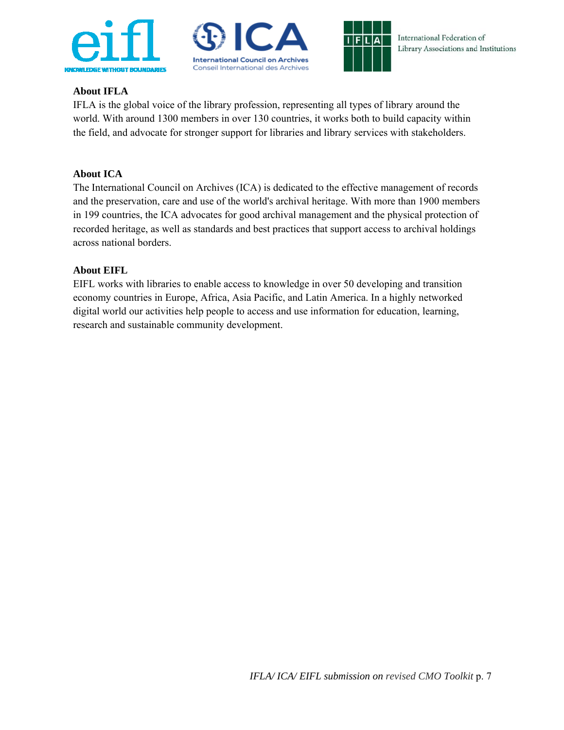**About IFLA**

IFLA is the global voice of the library profession, representing all types of library around the world. With around 1300 members in over 130 countries, it works both to build capacity within the field, and advocate for stronger support for libraries and library services with stakeholders.

**About ICA**

The International Council on Archives (ICA) is dedicated to the effective management of records and the preservation, care and use of the world's archival heritage. With more than 1900 members in 199 countries, the ICA advocates for good archival management and the physical protection of recorded heritage, as well as standards and best practices that support access to archival holdings across national borders.

**About EIFL**

EIFL works with libraries to enable access to knowledge in over 50 developing and transition economy countries in Europe, Africa, Asia Pacific, and Latin America. In a highly networked digital world our activities help people to access and use information for education, learning, research and sustainable community development.